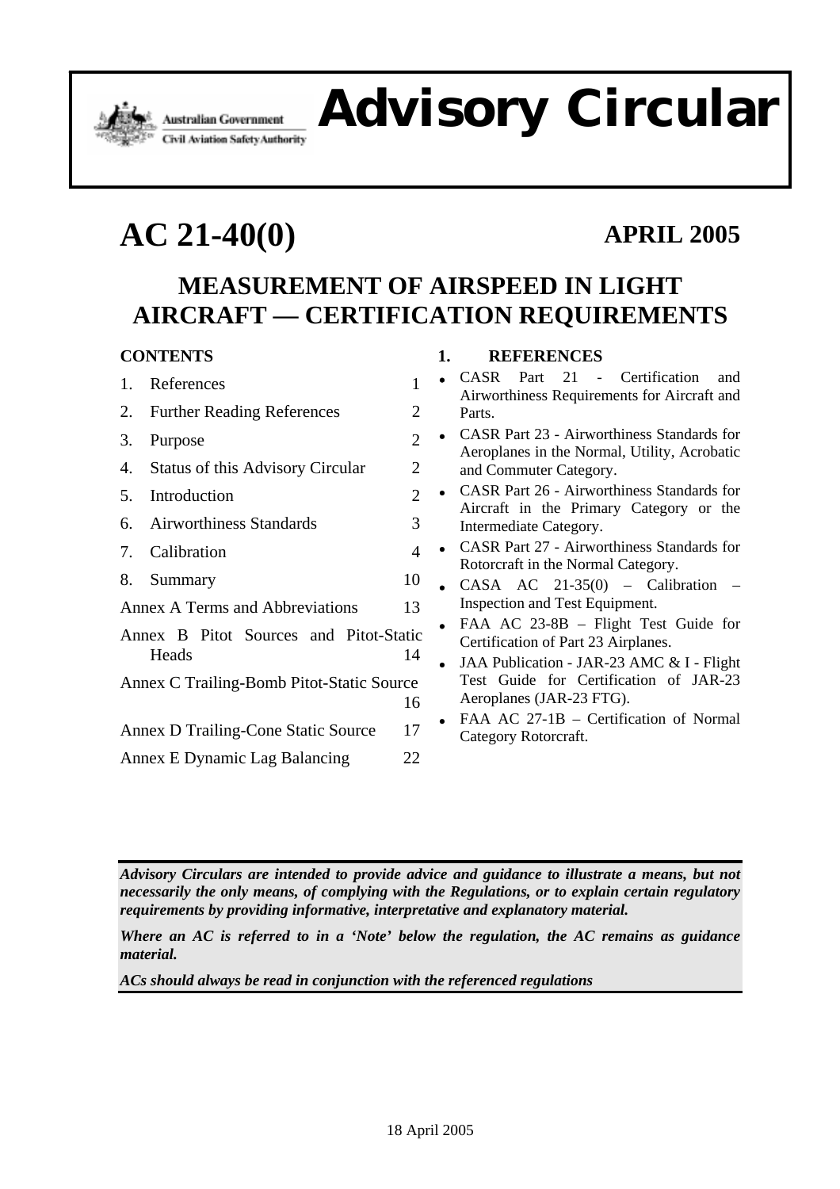Australian Government
Civil Aviation Safety Authority

# Advisory Circular

## AC 21-40(0) — APRIL 2005

## MEASUREMENT OF AIRSPEED IN LIGHT AIRCRAFT — CERTIFICATION REQUIREMENTS

### CONTENTS

| | |
|---|---|
| 1. References | 1 |
| 2. Further Reading References | 2 |
| 3. Purpose | 2 |
| 4. Status of this Advisory Circular | 2 |
| 5. Introduction | 2 |
| 6. Airworthiness Standards | 3 |
| 7. Calibration | 4 |
| 8. Summary | 10 |
| Annex A Terms and Abbreviations | 13 |
| Annex B Pitot Sources and Pitot-Static Heads | 14 |
| Annex C Trailing-Bomb Pitot-Static Source | 16 |
| Annex D Trailing-Cone Static Source | 17 |
| Annex E Dynamic Lag Balancing | 22 |

### 1. REFERENCES

- CASR Part 21 - Certification and Airworthiness Requirements for Aircraft and Parts.
- CASR Part 23 - Airworthiness Standards for Aeroplanes in the Normal, Utility, Acrobatic and Commuter Category.
- CASR Part 26 - Airworthiness Standards for Aircraft in the Primary Category or the Intermediate Category.
- CASR Part 27 - Airworthiness Standards for Rotorcraft in the Normal Category.
- CASA AC 21-35(0) – Calibration – Inspection and Test Equipment.
- FAA AC 23-8B – Flight Test Guide for Certification of Part 23 Airplanes.
- JAA Publication - JAR-23 AMC & I - Flight Test Guide for Certification of JAR-23 Aeroplanes (JAR-23 FTG).
- FAA AC 27-1B – Certification of Normal Category Rotorcraft.

***Advisory Circulars are intended to provide advice and guidance to illustrate a means, but not necessarily the only means, of complying with the Regulations, or to explain certain regulatory requirements by providing informative, interpretative and explanatory material.***

***Where an AC is referred to in a 'Note' below the regulation, the AC remains as guidance material.***

***ACs should always be read in conjunction with the referenced regulations***

18 April 2005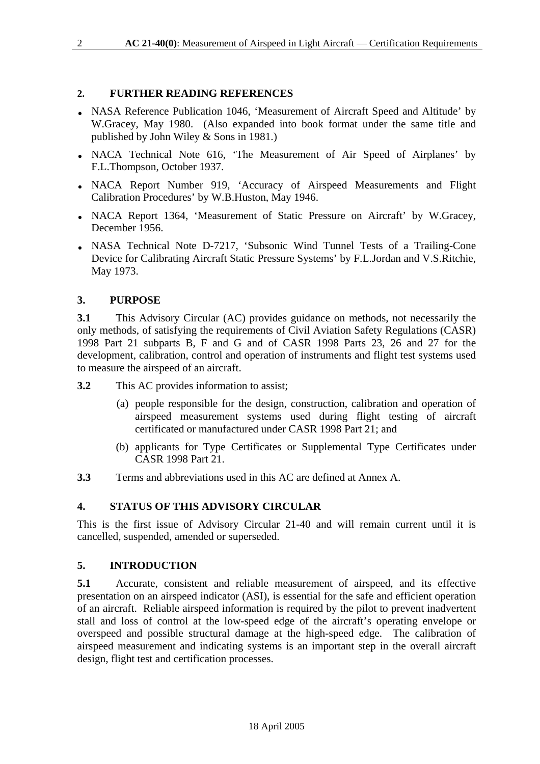## 2. FURTHER READING REFERENCES

- NASA Reference Publication 1046, 'Measurement of Aircraft Speed and Altitude' by W.Gracey, May 1980. (Also expanded into book format under the same title and published by John Wiley & Sons in 1981.)
- NACA Technical Note 616, 'The Measurement of Air Speed of Airplanes' by F.L.Thompson, October 1937.
- NACA Report Number 919, 'Accuracy of Airspeed Measurements and Flight Calibration Procedures' by W.B.Huston, May 1946.
- NACA Report 1364, 'Measurement of Static Pressure on Aircraft' by W.Gracey, December 1956.
- NASA Technical Note D-7217, 'Subsonic Wind Tunnel Tests of a Trailing-Cone Device for Calibrating Aircraft Static Pressure Systems' by F.L.Jordan and V.S.Ritchie, May 1973.

## 3. PURPOSE

**3.1** This Advisory Circular (AC) provides guidance on methods, not necessarily the only methods, of satisfying the requirements of Civil Aviation Safety Regulations (CASR) 1998 Part 21 subparts B, F and G and of CASR 1998 Parts 23, 26 and 27 for the development, calibration, control and operation of instruments and flight test systems used to measure the airspeed of an aircraft.

**3.2** This AC provides information to assist;

(a) people responsible for the design, construction, calibration and operation of airspeed measurement systems used during flight testing of aircraft certificated or manufactured under CASR 1998 Part 21; and

(b) applicants for Type Certificates or Supplemental Type Certificates under CASR 1998 Part 21.

**3.3** Terms and abbreviations used in this AC are defined at Annex A.

## 4. STATUS OF THIS ADVISORY CIRCULAR

This is the first issue of Advisory Circular 21-40 and will remain current until it is cancelled, suspended, amended or superseded.

## 5. INTRODUCTION

**5.1** Accurate, consistent and reliable measurement of airspeed, and its effective presentation on an airspeed indicator (ASI), is essential for the safe and efficient operation of an aircraft. Reliable airspeed information is required by the pilot to prevent inadvertent stall and loss of control at the low-speed edge of the aircraft's operating envelope or overspeed and possible structural damage at the high-speed edge. The calibration of airspeed measurement and indicating systems is an important step in the overall aircraft design, flight test and certification processes.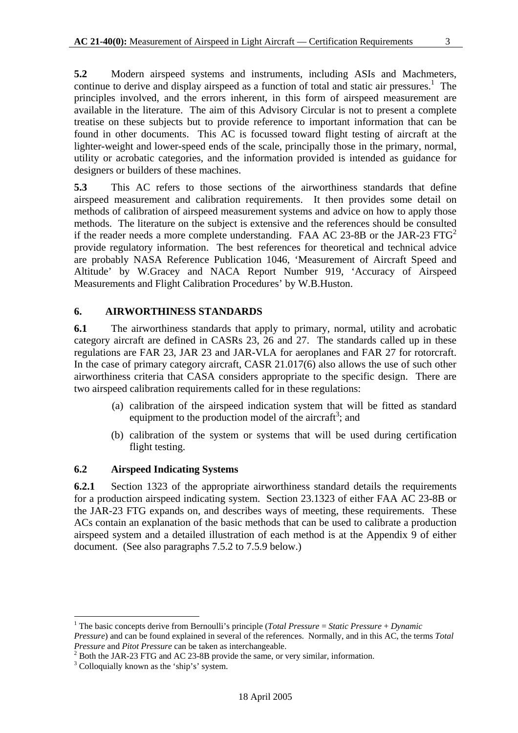**5.2** Modern airspeed systems and instruments, including ASIs and Machmeters, continue to derive and display airspeed as a function of total and static air pressures.[1] The principles involved, and the errors inherent, in this form of airspeed measurement are available in the literature. The aim of this Advisory Circular is not to present a complete treatise on these subjects but to provide reference to important information that can be found in other documents. This AC is focussed toward flight testing of aircraft at the lighter-weight and lower-speed ends of the scale, principally those in the primary, normal, utility or acrobatic categories, and the information provided is intended as guidance for designers or builders of these machines.

**5.3** This AC refers to those sections of the airworthiness standards that define airspeed measurement and calibration requirements. It then provides some detail on methods of calibration of airspeed measurement systems and advice on how to apply those methods. The literature on the subject is extensive and the references should be consulted if the reader needs a more complete understanding. FAA AC 23-8B or the JAR-23 FTG[2] provide regulatory information. The best references for theoretical and technical advice are probably NASA Reference Publication 1046, 'Measurement of Aircraft Speed and Altitude' by W.Gracey and NACA Report Number 919, 'Accuracy of Airspeed Measurements and Flight Calibration Procedures' by W.B.Huston.

## 6. AIRWORTHINESS STANDARDS

**6.1** The airworthiness standards that apply to primary, normal, utility and acrobatic category aircraft are defined in CASRs 23, 26 and 27. The standards called up in these regulations are FAR 23, JAR 23 and JAR-VLA for aeroplanes and FAR 27 for rotorcraft. In the case of primary category aircraft, CASR 21.017(6) also allows the use of such other airworthiness criteria that CASA considers appropriate to the specific design. There are two airspeed calibration requirements called for in these regulations:

(a) calibration of the airspeed indication system that will be fitted as standard equipment to the production model of the aircraft[3]; and

(b) calibration of the system or systems that will be used during certification flight testing.

### 6.2 Airspeed Indicating Systems

**6.2.1** Section 1323 of the appropriate airworthiness standard details the requirements for a production airspeed indicating system. Section 23.1323 of either FAA AC 23-8B or the JAR-23 FTG expands on, and describes ways of meeting, these requirements. These ACs contain an explanation of the basic methods that can be used to calibrate a production airspeed system and a detailed illustration of each method is at the Appendix 9 of either document. (See also paragraphs 7.5.2 to 7.5.9 below.)

---

[1] The basic concepts derive from Bernoulli's principle (*Total Pressure* = *Static Pressure* + *Dynamic Pressure*) and can be found explained in several of the references. Normally, and in this AC, the terms *Total Pressure* and *Pitot Pressure* can be taken as interchangeable.

[2] Both the JAR-23 FTG and AC 23-8B provide the same, or very similar, information.

[3] Colloquially known as the 'ship's' system.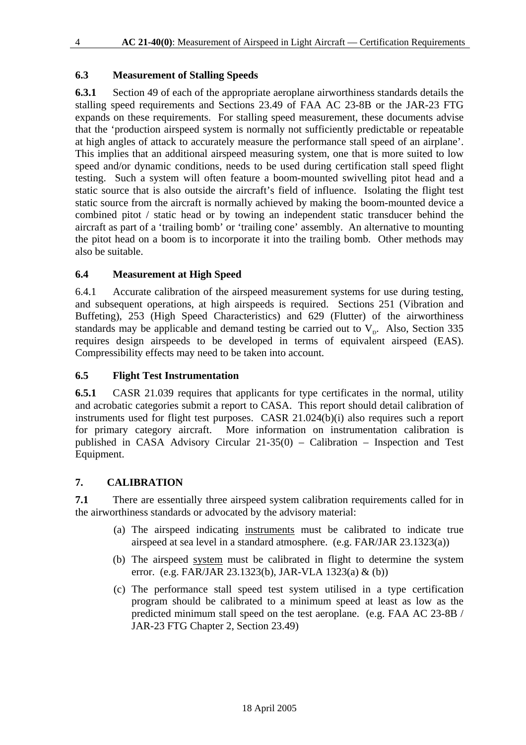### 6.3 Measurement of Stalling Speeds

**6.3.1** Section 49 of each of the appropriate aeroplane airworthiness standards details the stalling speed requirements and Sections 23.49 of FAA AC 23-8B or the JAR-23 FTG expands on these requirements. For stalling speed measurement, these documents advise that the 'production airspeed system is normally not sufficiently predictable or repeatable at high angles of attack to accurately measure the performance stall speed of an airplane'. This implies that an additional airspeed measuring system, one that is more suited to low speed and/or dynamic conditions, needs to be used during certification stall speed flight testing. Such a system will often feature a boom-mounted swivelling pitot head and a static source that is also outside the aircraft's field of influence. Isolating the flight test static source from the aircraft is normally achieved by making the boom-mounted device a combined pitot / static head or by towing an independent static transducer behind the aircraft as part of a 'trailing bomb' or 'trailing cone' assembly. An alternative to mounting the pitot head on a boom is to incorporate it into the trailing bomb. Other methods may also be suitable.

### 6.4 Measurement at High Speed

6.4.1 Accurate calibration of the airspeed measurement systems for use during testing, and subsequent operations, at high airspeeds is required. Sections 251 (Vibration and Buffeting), 253 (High Speed Characteristics) and 629 (Flutter) of the airworthiness standards may be applicable and demand testing be carried out to $V_D$. Also, Section 335 requires design airspeeds to be developed in terms of equivalent airspeed (EAS). Compressibility effects may need to be taken into account.

### 6.5 Flight Test Instrumentation

**6.5.1** CASR 21.039 requires that applicants for type certificates in the normal, utility and acrobatic categories submit a report to CASA. This report should detail calibration of instruments used for flight test purposes. CASR 21.024(b)(i) also requires such a report for primary category aircraft. More information on instrumentation calibration is published in CASA Advisory Circular 21-35(0) – Calibration – Inspection and Test Equipment.

## 7. CALIBRATION

**7.1** There are essentially three airspeed system calibration requirements called for in the airworthiness standards or advocated by the advisory material:

(a) The airspeed indicating <u>instruments</u> must be calibrated to indicate true airspeed at sea level in a standard atmosphere. (e.g. FAR/JAR 23.1323(a))

(b) The airspeed <u>system</u> must be calibrated in flight to determine the system error. (e.g. FAR/JAR 23.1323(b), JAR-VLA 1323(a) & (b))

(c) The performance stall speed test system utilised in a type certification program should be calibrated to a minimum speed at least as low as the predicted minimum stall speed on the test aeroplane. (e.g. FAA AC 23-8B / JAR-23 FTG Chapter 2, Section 23.49)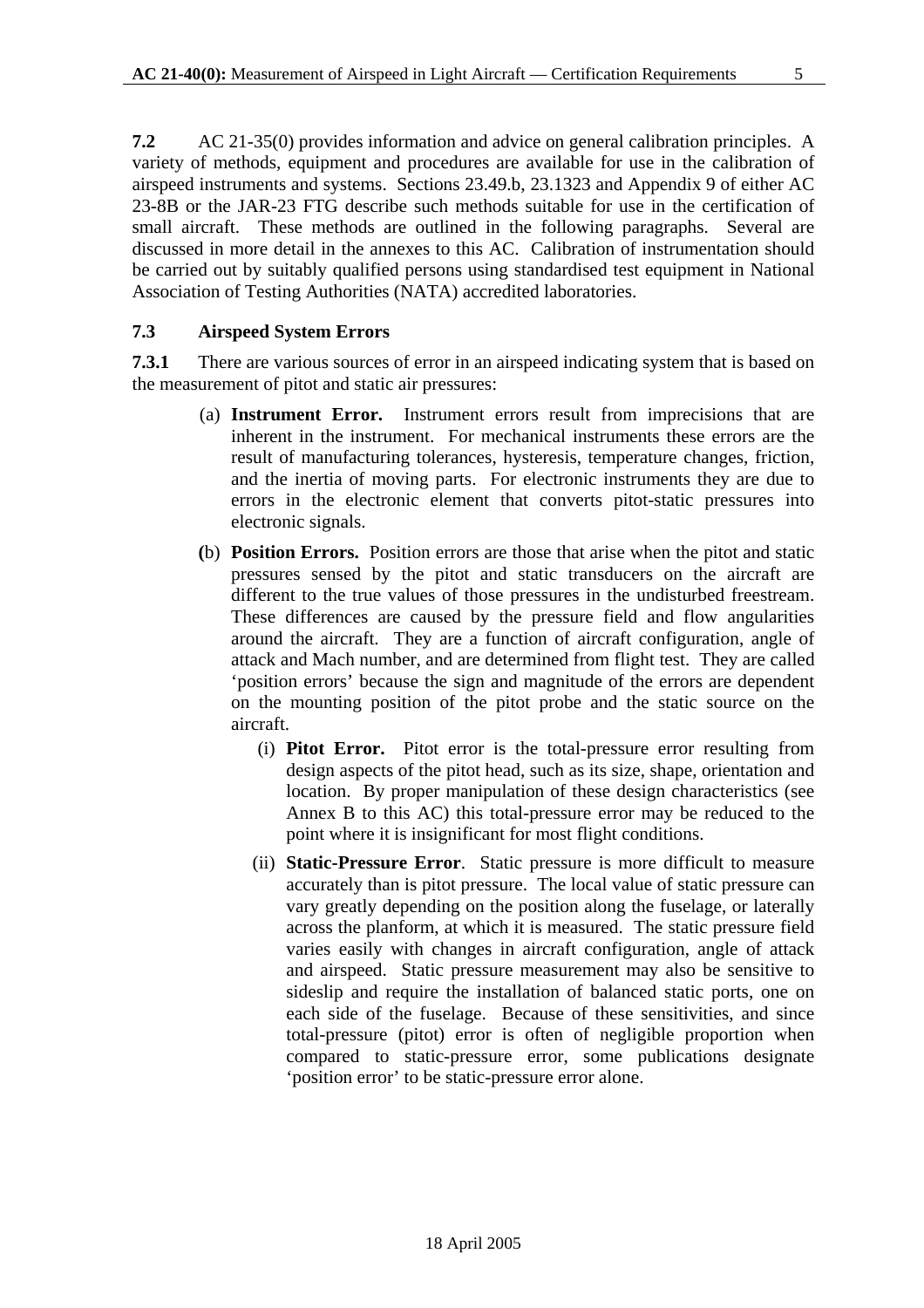**7.2** AC 21-35(0) provides information and advice on general calibration principles. A variety of methods, equipment and procedures are available for use in the calibration of airspeed instruments and systems. Sections 23.49.b, 23.1323 and Appendix 9 of either AC 23-8B or the JAR-23 FTG describe such methods suitable for use in the certification of small aircraft. These methods are outlined in the following paragraphs. Several are discussed in more detail in the annexes to this AC. Calibration of instrumentation should be carried out by suitably qualified persons using standardised test equipment in National Association of Testing Authorities (NATA) accredited laboratories.

### 7.3 Airspeed System Errors

**7.3.1** There are various sources of error in an airspeed indicating system that is based on the measurement of pitot and static air pressures:

(a) **Instrument Error.** Instrument errors result from imprecisions that are inherent in the instrument. For mechanical instruments these errors are the result of manufacturing tolerances, hysteresis, temperature changes, friction, and the inertia of moving parts. For electronic instruments they are due to errors in the electronic element that converts pitot-static pressures into electronic signals.

(b) **Position Errors.** Position errors are those that arise when the pitot and static pressures sensed by the pitot and static transducers on the aircraft are different to the true values of those pressures in the undisturbed freestream. These differences are caused by the pressure field and flow angularities around the aircraft. They are a function of aircraft configuration, angle of attack and Mach number, and are determined from flight test. They are called 'position errors' because the sign and magnitude of the errors are dependent on the mounting position of the pitot probe and the static source on the aircraft.

   (i) **Pitot Error.** Pitot error is the total-pressure error resulting from design aspects of the pitot head, such as its size, shape, orientation and location. By proper manipulation of these design characteristics (see Annex B to this AC) this total-pressure error may be reduced to the point where it is insignificant for most flight conditions.

   (ii) **Static-Pressure Error**. Static pressure is more difficult to measure accurately than is pitot pressure. The local value of static pressure can vary greatly depending on the position along the fuselage, or laterally across the planform, at which it is measured. The static pressure field varies easily with changes in aircraft configuration, angle of attack and airspeed. Static pressure measurement may also be sensitive to sideslip and require the installation of balanced static ports, one on each side of the fuselage. Because of these sensitivities, and since total-pressure (pitot) error is often of negligible proportion when compared to static-pressure error, some publications designate 'position error' to be static-pressure error alone.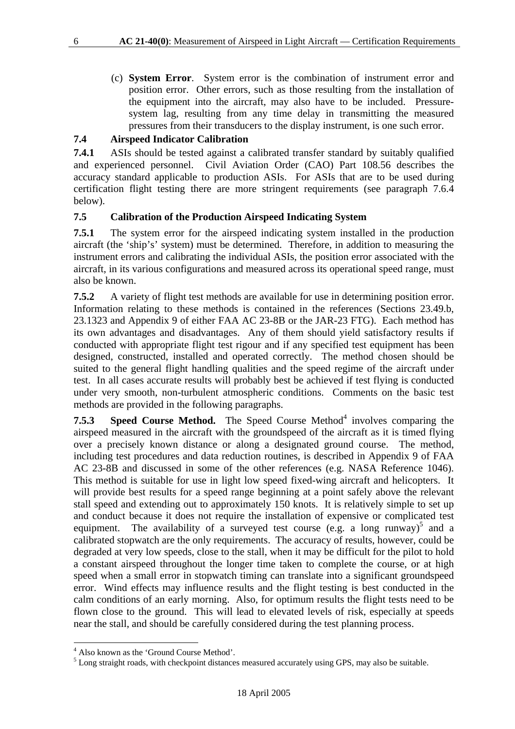(c) **System Error**. System error is the combination of instrument error and position error. Other errors, such as those resulting from the installation of the equipment into the aircraft, may also have to be included. Pressure-system lag, resulting from any time delay in transmitting the measured pressures from their transducers to the display instrument, is one such error.

### 7.4 Airspeed Indicator Calibration

**7.4.1** ASIs should be tested against a calibrated transfer standard by suitably qualified and experienced personnel. Civil Aviation Order (CAO) Part 108.56 describes the accuracy standard applicable to production ASIs. For ASIs that are to be used during certification flight testing there are more stringent requirements (see paragraph 7.6.4 below).

### 7.5 Calibration of the Production Airspeed Indicating System

**7.5.1** The system error for the airspeed indicating system installed in the production aircraft (the 'ship's' system) must be determined. Therefore, in addition to measuring the instrument errors and calibrating the individual ASIs, the position error associated with the aircraft, in its various configurations and measured across its operational speed range, must also be known.

**7.5.2** A variety of flight test methods are available for use in determining position error. Information relating to these methods is contained in the references (Sections 23.49.b, 23.1323 and Appendix 9 of either FAA AC 23-8B or the JAR-23 FTG). Each method has its own advantages and disadvantages. Any of them should yield satisfactory results if conducted with appropriate flight test rigour and if any specified test equipment has been designed, constructed, installed and operated correctly. The method chosen should be suited to the general flight handling qualities and the speed regime of the aircraft under test. In all cases accurate results will probably best be achieved if test flying is conducted under very smooth, non-turbulent atmospheric conditions. Comments on the basic test methods are provided in the following paragraphs.

**7.5.3 Speed Course Method.** The Speed Course Method[4] involves comparing the airspeed measured in the aircraft with the groundspeed of the aircraft as it is timed flying over a precisely known distance or along a designated ground course. The method, including test procedures and data reduction routines, is described in Appendix 9 of FAA AC 23-8B and discussed in some of the other references (e.g. NASA Reference 1046). This method is suitable for use in light low speed fixed-wing aircraft and helicopters. It will provide best results for a speed range beginning at a point safely above the relevant stall speed and extending out to approximately 150 knots. It is relatively simple to set up and conduct because it does not require the installation of expensive or complicated test equipment. The availability of a surveyed test course (e.g. a long runway)[5] and a calibrated stopwatch are the only requirements. The accuracy of results, however, could be degraded at very low speeds, close to the stall, when it may be difficult for the pilot to hold a constant airspeed throughout the longer time taken to complete the course, or at high speed when a small error in stopwatch timing can translate into a significant groundspeed error. Wind effects may influence results and the flight testing is best conducted in the calm conditions of an early morning. Also, for optimum results the flight tests need to be flown close to the ground. This will lead to elevated levels of risk, especially at speeds near the stall, and should be carefully considered during the test planning process.

---

[4] Also known as the 'Ground Course Method'.

[5] Long straight roads, with checkpoint distances measured accurately using GPS, may also be suitable.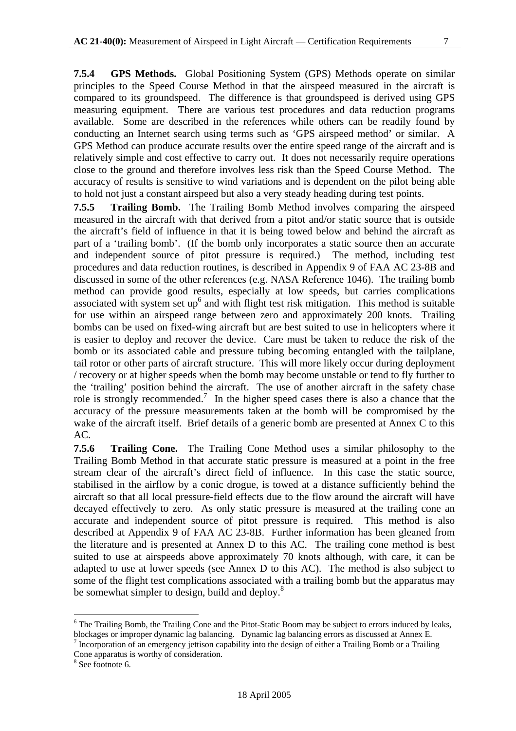**7.5.4 GPS Methods.** Global Positioning System (GPS) Methods operate on similar principles to the Speed Course Method in that the airspeed measured in the aircraft is compared to its groundspeed. The difference is that groundspeed is derived using GPS measuring equipment. There are various test procedures and data reduction programs available. Some are described in the references while others can be readily found by conducting an Internet search using terms such as 'GPS airspeed method' or similar. A GPS Method can produce accurate results over the entire speed range of the aircraft and is relatively simple and cost effective to carry out. It does not necessarily require operations close to the ground and therefore involves less risk than the Speed Course Method. The accuracy of results is sensitive to wind variations and is dependent on the pilot being able to hold not just a constant airspeed but also a very steady heading during test points.

**7.5.5 Trailing Bomb.** The Trailing Bomb Method involves comparing the airspeed measured in the aircraft with that derived from a pitot and/or static source that is outside the aircraft's field of influence in that it is being towed below and behind the aircraft as part of a 'trailing bomb'. (If the bomb only incorporates a static source then an accurate and independent source of pitot pressure is required.) The method, including test procedures and data reduction routines, is described in Appendix 9 of FAA AC 23-8B and discussed in some of the other references (e.g. NASA Reference 1046). The trailing bomb method can provide good results, especially at low speeds, but carries complications associated with system set up[6] and with flight test risk mitigation. This method is suitable for use within an airspeed range between zero and approximately 200 knots. Trailing bombs can be used on fixed-wing aircraft but are best suited to use in helicopters where it is easier to deploy and recover the device. Care must be taken to reduce the risk of the bomb or its associated cable and pressure tubing becoming entangled with the tailplane, tail rotor or other parts of aircraft structure. This will more likely occur during deployment / recovery or at higher speeds when the bomb may become unstable or tend to fly further to the 'trailing' position behind the aircraft. The use of another aircraft in the safety chase role is strongly recommended.[7] In the higher speed cases there is also a chance that the accuracy of the pressure measurements taken at the bomb will be compromised by the wake of the aircraft itself. Brief details of a generic bomb are presented at Annex C to this AC.

**7.5.6 Trailing Cone.** The Trailing Cone Method uses a similar philosophy to the Trailing Bomb Method in that accurate static pressure is measured at a point in the free stream clear of the aircraft's direct field of influence. In this case the static source, stabilised in the airflow by a conic drogue, is towed at a distance sufficiently behind the aircraft so that all local pressure-field effects due to the flow around the aircraft will have decayed effectively to zero. As only static pressure is measured at the trailing cone an accurate and independent source of pitot pressure is required. This method is also described at Appendix 9 of FAA AC 23-8B. Further information has been gleaned from the literature and is presented at Annex D to this AC. The trailing cone method is best suited to use at airspeeds above approximately 70 knots although, with care, it can be adapted to use at lower speeds (see Annex D to this AC). The method is also subject to some of the flight test complications associated with a trailing bomb but the apparatus may be somewhat simpler to design, build and deploy.[8]

---

[6] The Trailing Bomb, the Trailing Cone and the Pitot-Static Boom may be subject to errors induced by leaks, blockages or improper dynamic lag balancing. Dynamic lag balancing errors as discussed at Annex E.

[7] Incorporation of an emergency jettison capability into the design of either a Trailing Bomb or a Trailing Cone apparatus is worthy of consideration.

[8] See footnote 6.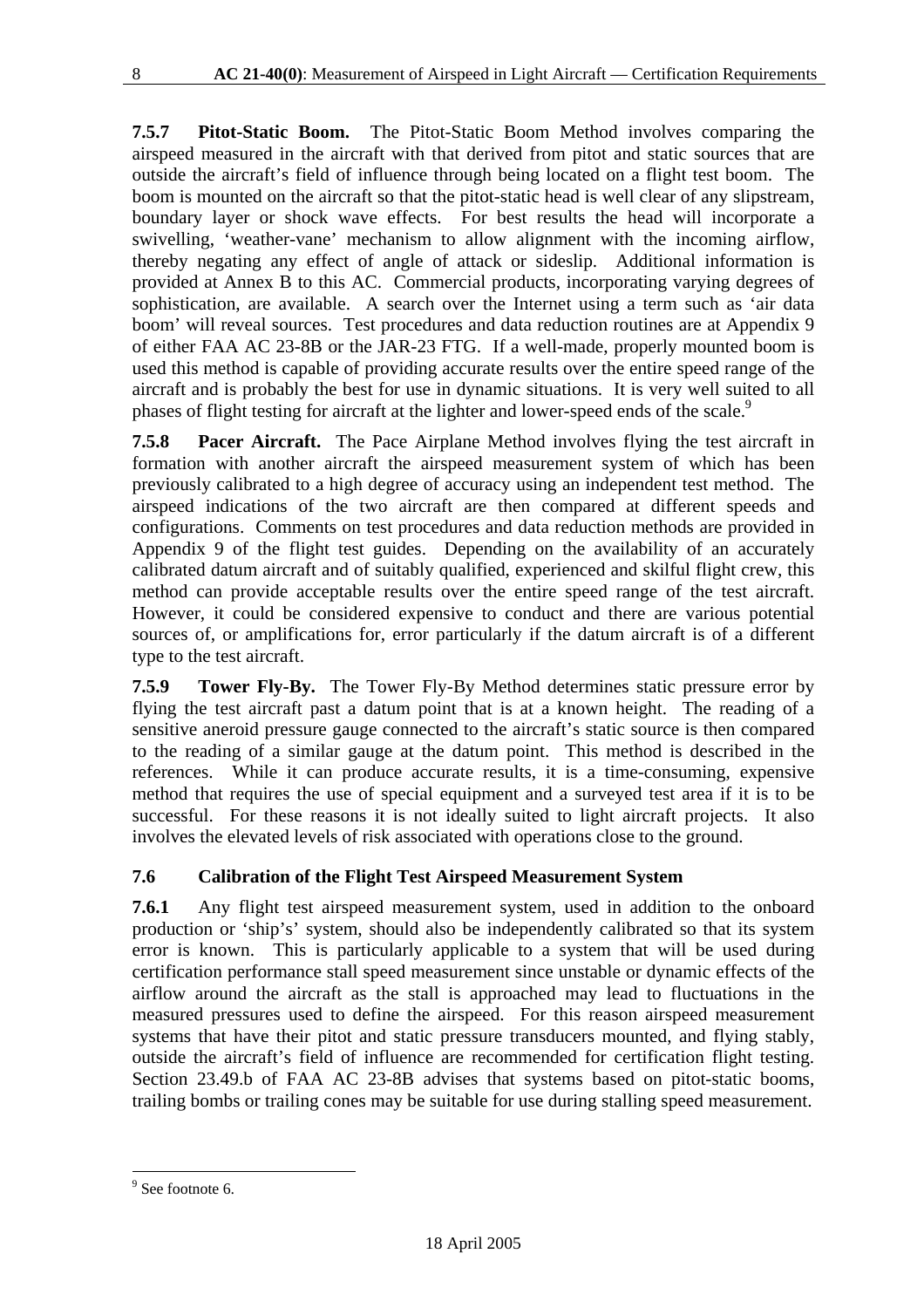**7.5.7 Pitot-Static Boom.** The Pitot-Static Boom Method involves comparing the airspeed measured in the aircraft with that derived from pitot and static sources that are outside the aircraft's field of influence through being located on a flight test boom. The boom is mounted on the aircraft so that the pitot-static head is well clear of any slipstream, boundary layer or shock wave effects. For best results the head will incorporate a swivelling, 'weather-vane' mechanism to allow alignment with the incoming airflow, thereby negating any effect of angle of attack or sideslip. Additional information is provided at Annex B to this AC. Commercial products, incorporating varying degrees of sophistication, are available. A search over the Internet using a term such as 'air data boom' will reveal sources. Test procedures and data reduction routines are at Appendix 9 of either FAA AC 23-8B or the JAR-23 FTG. If a well-made, properly mounted boom is used this method is capable of providing accurate results over the entire speed range of the aircraft and is probably the best for use in dynamic situations. It is very well suited to all phases of flight testing for aircraft at the lighter and lower-speed ends of the scale.[9]

**7.5.8 Pacer Aircraft.** The Pace Airplane Method involves flying the test aircraft in formation with another aircraft the airspeed measurement system of which has been previously calibrated to a high degree of accuracy using an independent test method. The airspeed indications of the two aircraft are then compared at different speeds and configurations. Comments on test procedures and data reduction methods are provided in Appendix 9 of the flight test guides. Depending on the availability of an accurately calibrated datum aircraft and of suitably qualified, experienced and skilful flight crew, this method can provide acceptable results over the entire speed range of the test aircraft. However, it could be considered expensive to conduct and there are various potential sources of, or amplifications for, error particularly if the datum aircraft is of a different type to the test aircraft.

**7.5.9 Tower Fly-By.** The Tower Fly-By Method determines static pressure error by flying the test aircraft past a datum point that is at a known height. The reading of a sensitive aneroid pressure gauge connected to the aircraft's static source is then compared to the reading of a similar gauge at the datum point. This method is described in the references. While it can produce accurate results, it is a time-consuming, expensive method that requires the use of special equipment and a surveyed test area if it is to be successful. For these reasons it is not ideally suited to light aircraft projects. It also involves the elevated levels of risk associated with operations close to the ground.

### 7.6 Calibration of the Flight Test Airspeed Measurement System

**7.6.1** Any flight test airspeed measurement system, used in addition to the onboard production or 'ship's' system, should also be independently calibrated so that its system error is known. This is particularly applicable to a system that will be used during certification performance stall speed measurement since unstable or dynamic effects of the airflow around the aircraft as the stall is approached may lead to fluctuations in the measured pressures used to define the airspeed. For this reason airspeed measurement systems that have their pitot and static pressure transducers mounted, and flying stably, outside the aircraft's field of influence are recommended for certification flight testing. Section 23.49.b of FAA AC 23-8B advises that systems based on pitot-static booms, trailing bombs or trailing cones may be suitable for use during stalling speed measurement.

---

[9] See footnote 6.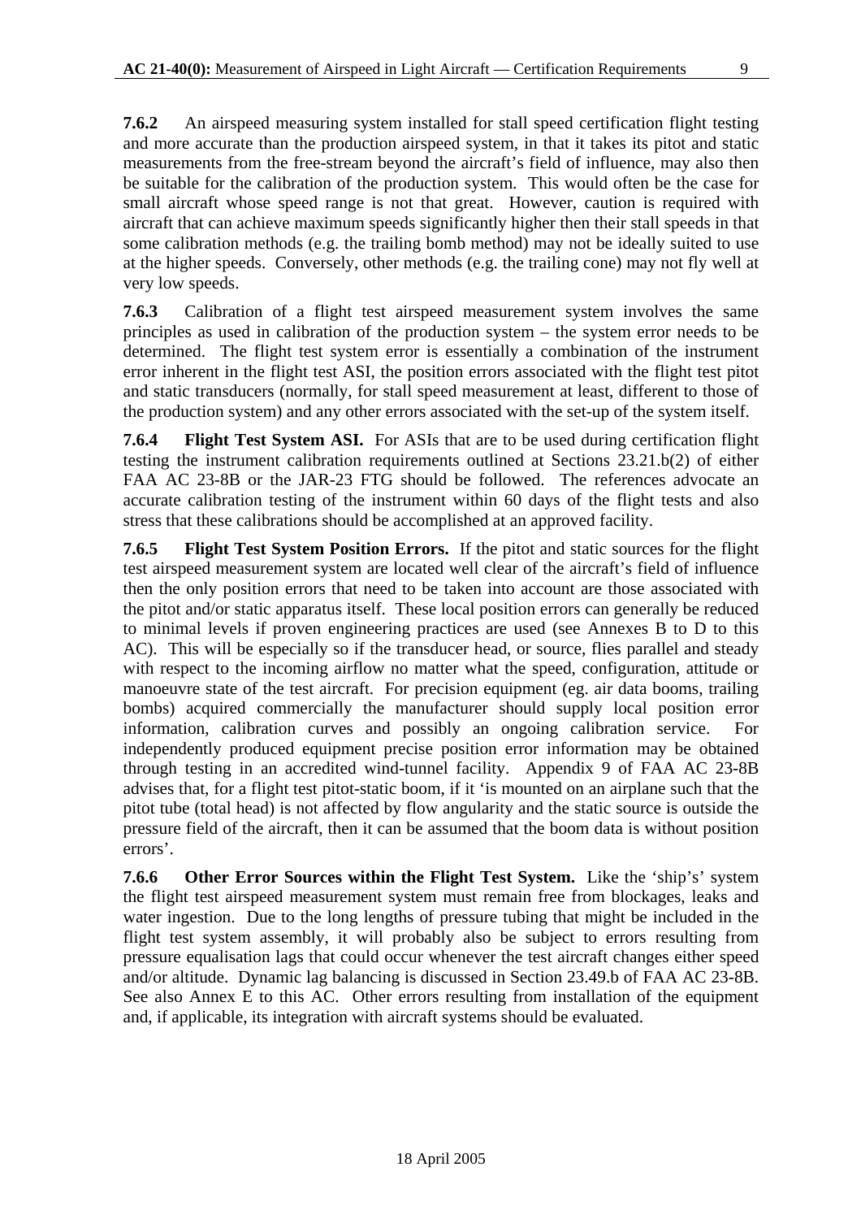**7.6.2** An airspeed measuring system installed for stall speed certification flight testing and more accurate than the production airspeed system, in that it takes its pitot and static measurements from the free-stream beyond the aircraft's field of influence, may also then be suitable for the calibration of the production system. This would often be the case for small aircraft whose speed range is not that great. However, caution is required with aircraft that can achieve maximum speeds significantly higher then their stall speeds in that some calibration methods (e.g. the trailing bomb method) may not be ideally suited to use at the higher speeds. Conversely, other methods (e.g. the trailing cone) may not fly well at very low speeds.

**7.6.3** Calibration of a flight test airspeed measurement system involves the same principles as used in calibration of the production system – the system error needs to be determined. The flight test system error is essentially a combination of the instrument error inherent in the flight test ASI, the position errors associated with the flight test pitot and static transducers (normally, for stall speed measurement at least, different to those of the production system) and any other errors associated with the set-up of the system itself.

**7.6.4 Flight Test System ASI.** For ASIs that are to be used during certification flight testing the instrument calibration requirements outlined at Sections 23.21.b(2) of either FAA AC 23-8B or the JAR-23 FTG should be followed. The references advocate an accurate calibration testing of the instrument within 60 days of the flight tests and also stress that these calibrations should be accomplished at an approved facility.

**7.6.5 Flight Test System Position Errors.** If the pitot and static sources for the flight test airspeed measurement system are located well clear of the aircraft's field of influence then the only position errors that need to be taken into account are those associated with the pitot and/or static apparatus itself. These local position errors can generally be reduced to minimal levels if proven engineering practices are used (see Annexes B to D to this AC). This will be especially so if the transducer head, or source, flies parallel and steady with respect to the incoming airflow no matter what the speed, configuration, attitude or manoeuvre state of the test aircraft. For precision equipment (eg. air data booms, trailing bombs) acquired commercially the manufacturer should supply local position error information, calibration curves and possibly an ongoing calibration service. For independently produced equipment precise position error information may be obtained through testing in an accredited wind-tunnel facility. Appendix 9 of FAA AC 23-8B advises that, for a flight test pitot-static boom, if it 'is mounted on an airplane such that the pitot tube (total head) is not affected by flow angularity and the static source is outside the pressure field of the aircraft, then it can be assumed that the boom data is without position errors'.

**7.6.6 Other Error Sources within the Flight Test System.** Like the 'ship's' system the flight test airspeed measurement system must remain free from blockages, leaks and water ingestion. Due to the long lengths of pressure tubing that might be included in the flight test system assembly, it will probably also be subject to errors resulting from pressure equalisation lags that could occur whenever the test aircraft changes either speed and/or altitude. Dynamic lag balancing is discussed in Section 23.49.b of FAA AC 23-8B. See also Annex E to this AC. Other errors resulting from installation of the equipment and, if applicable, its integration with aircraft systems should be evaluated.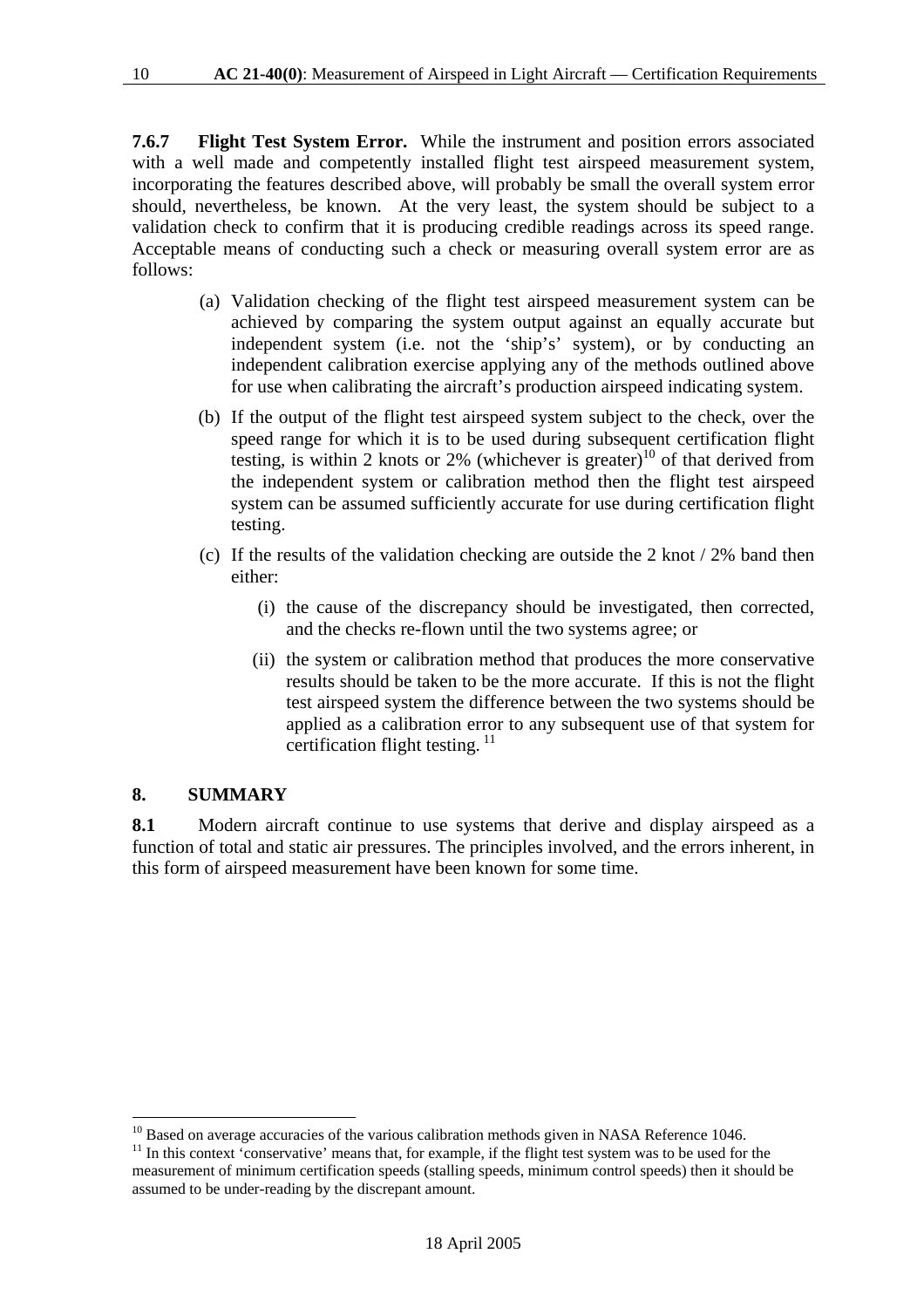**7.6.7 Flight Test System Error.** While the instrument and position errors associated with a well made and competently installed flight test airspeed measurement system, incorporating the features described above, will probably be small the overall system error should, nevertheless, be known. At the very least, the system should be subject to a validation check to confirm that it is producing credible readings across its speed range. Acceptable means of conducting such a check or measuring overall system error are as follows:

(a) Validation checking of the flight test airspeed measurement system can be achieved by comparing the system output against an equally accurate but independent system (i.e. not the 'ship's' system), or by conducting an independent calibration exercise applying any of the methods outlined above for use when calibrating the aircraft's production airspeed indicating system.

(b) If the output of the flight test airspeed system subject to the check, over the speed range for which it is to be used during subsequent certification flight testing, is within 2 knots or 2% (whichever is greater)[10] of that derived from the independent system or calibration method then the flight test airspeed system can be assumed sufficiently accurate for use during certification flight testing.

(c) If the results of the validation checking are outside the 2 knot / 2% band then either:

(i) the cause of the discrepancy should be investigated, then corrected, and the checks re-flown until the two systems agree; or

(ii) the system or calibration method that produces the more conservative results should be taken to be the more accurate. If this is not the flight test airspeed system the difference between the two systems should be applied as a calibration error to any subsequent use of that system for certification flight testing.[11]

## 8. SUMMARY

**8.1** Modern aircraft continue to use systems that derive and display airspeed as a function of total and static air pressures. The principles involved, and the errors inherent, in this form of airspeed measurement have been known for some time.

---

[10] Based on average accuracies of the various calibration methods given in NASA Reference 1046.

[11] In this context 'conservative' means that, for example, if the flight test system was to be used for the measurement of minimum certification speeds (stalling speeds, minimum control speeds) then it should be assumed to be under-reading by the discrepant amount.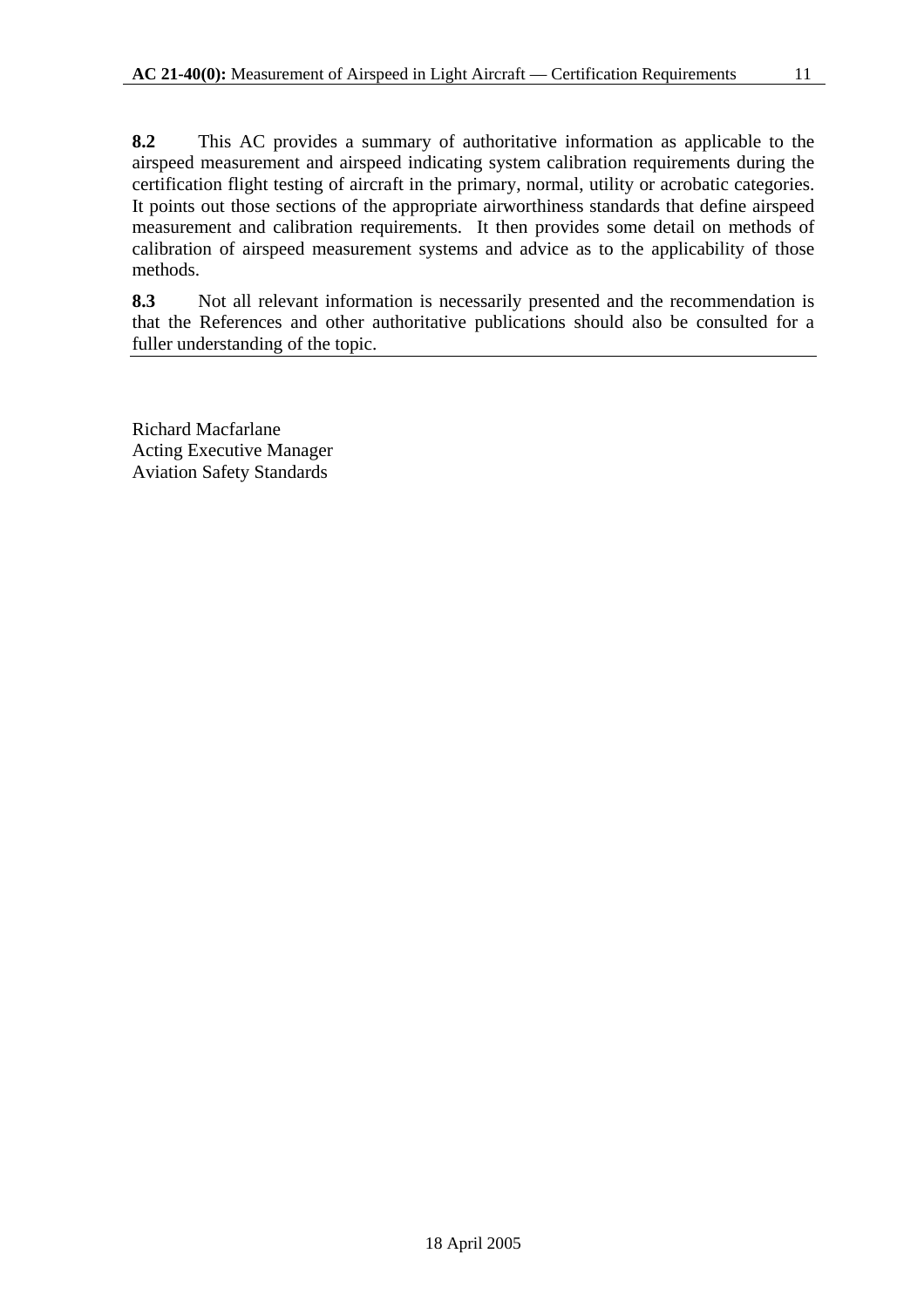**8.2** This AC provides a summary of authoritative information as applicable to the airspeed measurement and airspeed indicating system calibration requirements during the certification flight testing of aircraft in the primary, normal, utility or acrobatic categories. It points out those sections of the appropriate airworthiness standards that define airspeed measurement and calibration requirements. It then provides some detail on methods of calibration of airspeed measurement systems and advice as to the applicability of those methods.

**8.3** Not all relevant information is necessarily presented and the recommendation is that the References and other authoritative publications should also be consulted for a fuller understanding of the topic.

---

Richard Macfarlane
Acting Executive Manager
Aviation Safety Standards

18 April 2005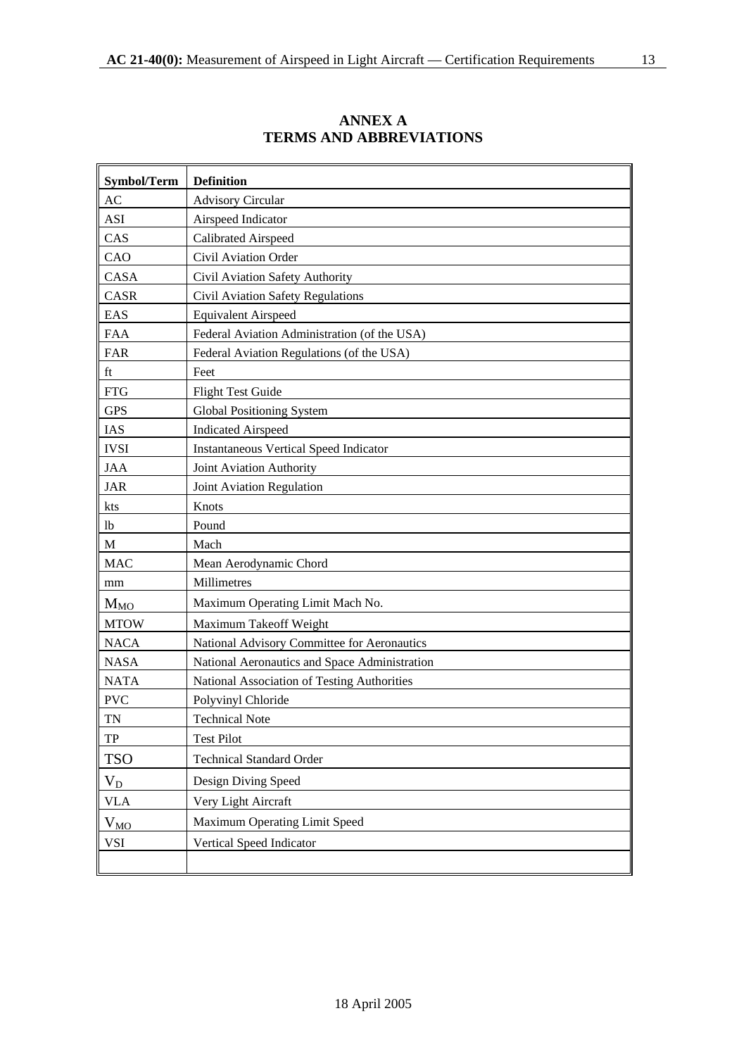# ANNEX A
# TERMS AND ABBREVIATIONS

| Symbol/Term | Definition |
|---|---|
| AC | Advisory Circular |
| ASI | Airspeed Indicator |
| CAS | Calibrated Airspeed |
| CAO | Civil Aviation Order |
| CASA | Civil Aviation Safety Authority |
| CASR | Civil Aviation Safety Regulations |
| EAS | Equivalent Airspeed |
| FAA | Federal Aviation Administration (of the USA) |
| FAR | Federal Aviation Regulations (of the USA) |
| ft | Feet |
| FTG | Flight Test Guide |
| GPS | Global Positioning System |
| IAS | Indicated Airspeed |
| IVSI | Instantaneous Vertical Speed Indicator |
| JAA | Joint Aviation Authority |
| JAR | Joint Aviation Regulation |
| kts | Knots |
| lb | Pound |
| M | Mach |
| MAC | Mean Aerodynamic Chord |
| mm | Millimetres |
| $M_{MO}$ | Maximum Operating Limit Mach No. |
| MTOW | Maximum Takeoff Weight |
| NACA | National Advisory Committee for Aeronautics |
| NASA | National Aeronautics and Space Administration |
| NATA | National Association of Testing Authorities |
| PVC | Polyvinyl Chloride |
| TN | Technical Note |
| TP | Test Pilot |
| TSO | Technical Standard Order |
| $V_D$ | Design Diving Speed |
| VLA | Very Light Aircraft |
| $V_{MO}$ | Maximum Operating Limit Speed |
| VSI | Vertical Speed Indicator |
| | |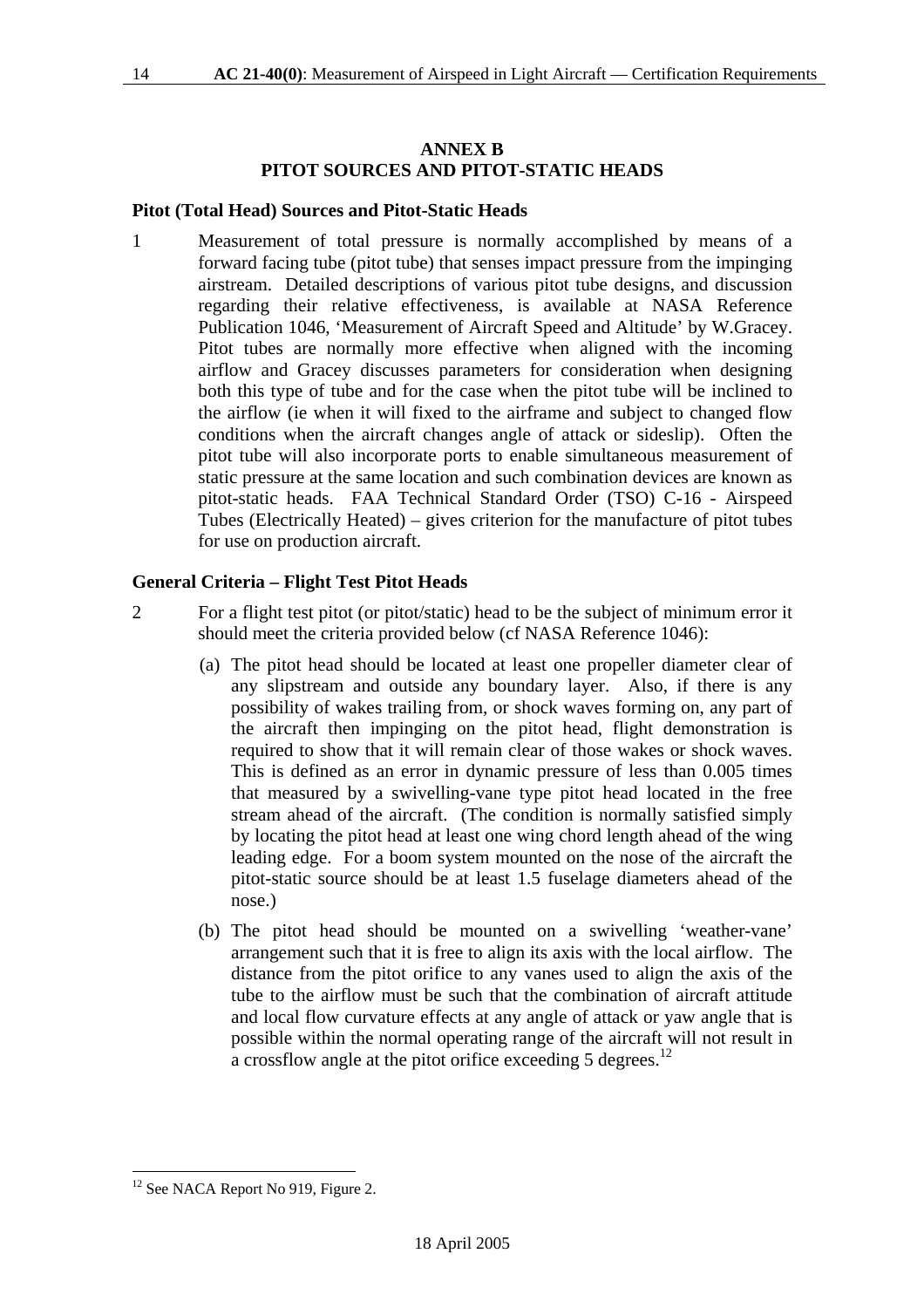## ANNEX B
## PITOT SOURCES AND PITOT-STATIC HEADS

### Pitot (Total Head) Sources and Pitot-Static Heads

1 Measurement of total pressure is normally accomplished by means of a forward facing tube (pitot tube) that senses impact pressure from the impinging airstream. Detailed descriptions of various pitot tube designs, and discussion regarding their relative effectiveness, is available at NASA Reference Publication 1046, 'Measurement of Aircraft Speed and Altitude' by W.Gracey. Pitot tubes are normally more effective when aligned with the incoming airflow and Gracey discusses parameters for consideration when designing both this type of tube and for the case when the pitot tube will be inclined to the airflow (ie when it will fixed to the airframe and subject to changed flow conditions when the aircraft changes angle of attack or sideslip). Often the pitot tube will also incorporate ports to enable simultaneous measurement of static pressure at the same location and such combination devices are known as pitot-static heads. FAA Technical Standard Order (TSO) C-16 - Airspeed Tubes (Electrically Heated) – gives criterion for the manufacture of pitot tubes for use on production aircraft.

### General Criteria – Flight Test Pitot Heads

2 For a flight test pitot (or pitot/static) head to be the subject of minimum error it should meet the criteria provided below (cf NASA Reference 1046):

(a) The pitot head should be located at least one propeller diameter clear of any slipstream and outside any boundary layer. Also, if there is any possibility of wakes trailing from, or shock waves forming on, any part of the aircraft then impinging on the pitot head, flight demonstration is required to show that it will remain clear of those wakes or shock waves. This is defined as an error in dynamic pressure of less than 0.005 times that measured by a swivelling-vane type pitot head located in the free stream ahead of the aircraft. (The condition is normally satisfied simply by locating the pitot head at least one wing chord length ahead of the wing leading edge. For a boom system mounted on the nose of the aircraft the pitot-static source should be at least 1.5 fuselage diameters ahead of the nose.)

(b) The pitot head should be mounted on a swivelling 'weather-vane' arrangement such that it is free to align its axis with the local airflow. The distance from the pitot orifice to any vanes used to align the axis of the tube to the airflow must be such that the combination of aircraft attitude and local flow curvature effects at any angle of attack or yaw angle that is possible within the normal operating range of the aircraft will not result in a crossflow angle at the pitot orifice exceeding 5 degrees.[12]

---

[12] See NACA Report No 919, Figure 2.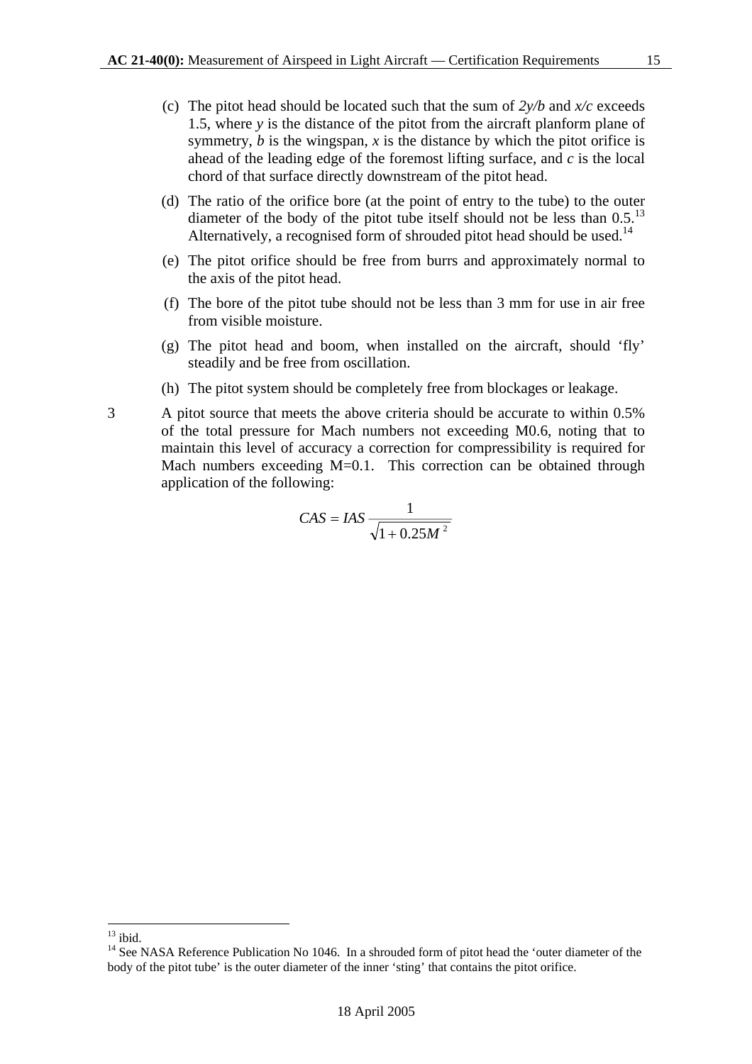(c) The pitot head should be located such that the sum of *2y/b* and *x/c* exceeds 1.5, where *y* is the distance of the pitot from the aircraft planform plane of symmetry, *b* is the wingspan, *x* is the distance by which the pitot orifice is ahead of the leading edge of the foremost lifting surface, and *c* is the local chord of that surface directly downstream of the pitot head.

(d) The ratio of the orifice bore (at the point of entry to the tube) to the outer diameter of the body of the pitot tube itself should not be less than 0.5.[13] Alternatively, a recognised form of shrouded pitot head should be used.[14]

(e) The pitot orifice should be free from burrs and approximately normal to the axis of the pitot head.

(f) The bore of the pitot tube should not be less than 3 mm for use in air free from visible moisture.

(g) The pitot head and boom, when installed on the aircraft, should 'fly' steadily and be free from oscillation.

(h) The pitot system should be completely free from blockages or leakage.

3 A pitot source that meets the above criteria should be accurate to within 0.5% of the total pressure for Mach numbers not exceeding M0.6, noting that to maintain this level of accuracy a correction for compressibility is required for Mach numbers exceeding M=0.1. This correction can be obtained through application of the following:

$$CAS = IAS \frac{1}{\sqrt{1 + 0.25M^2}}$$

---

[13] ibid.

[14] See NASA Reference Publication No 1046. In a shrouded form of pitot head the 'outer diameter of the body of the pitot tube' is the outer diameter of the inner 'sting' that contains the pitot orifice.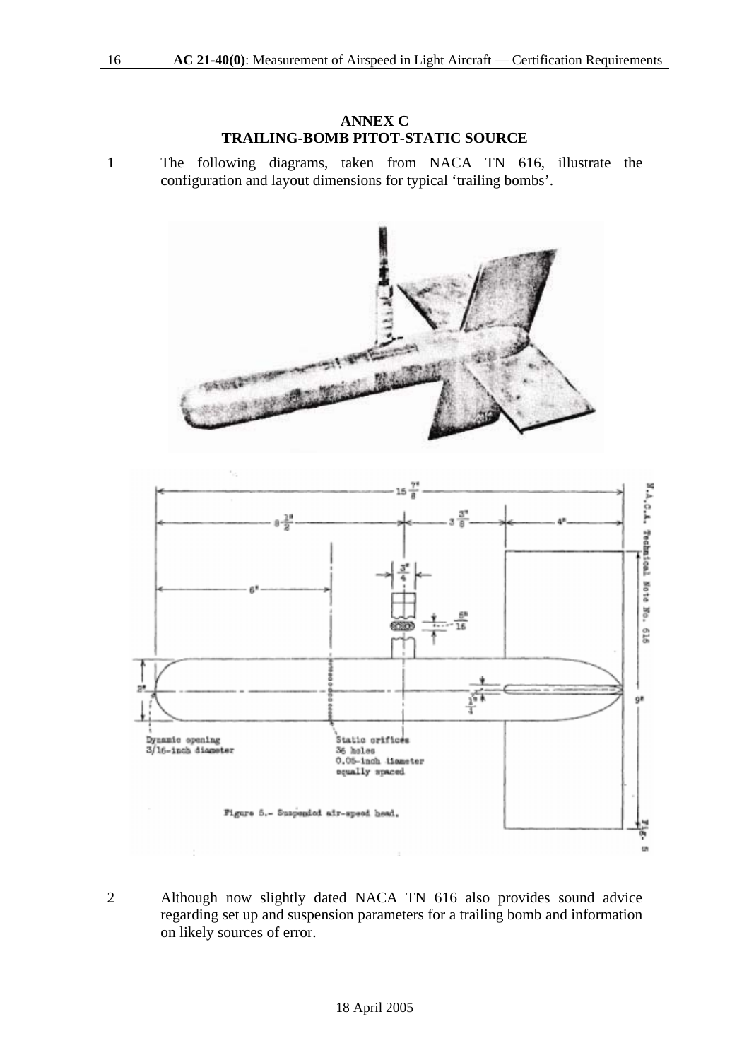## ANNEX C
## TRAILING-BOMB PITOT-STATIC SOURCE

1 The following diagrams, taken from NACA TN 616, illustrate the configuration and layout dimensions for typical 'trailing bombs'.

Dynamic opening 3/16-inch diameter

Static orifices 36 holes 0.05-inch diameter equally spaced

Figure 5.- Suspended air-speed head.

2 Although now slightly dated NACA TN 616 also provides sound advice regarding set up and suspension parameters for a trailing bomb and information on likely sources of error.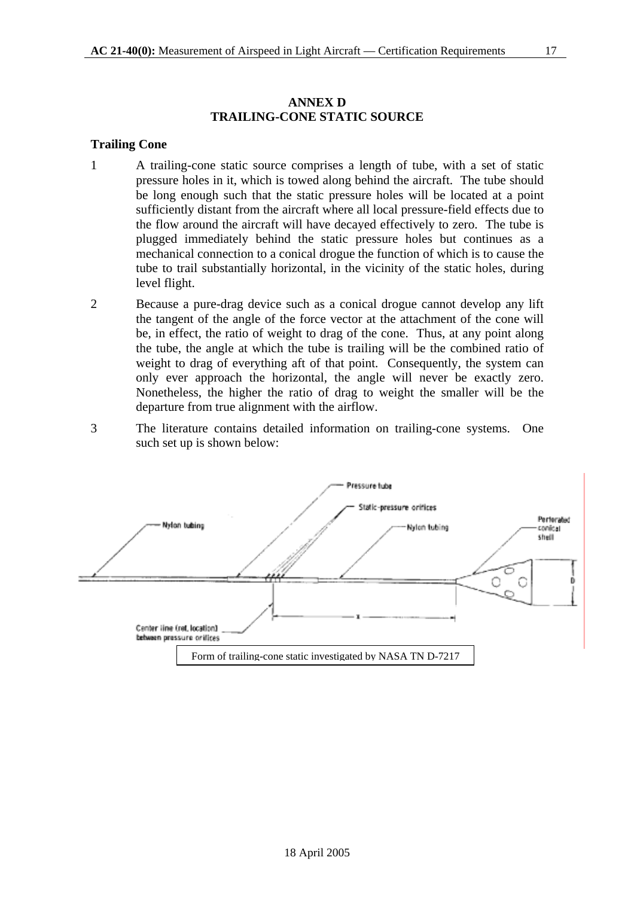# ANNEX D
# TRAILING-CONE STATIC SOURCE

### Trailing Cone

1 A trailing-cone static source comprises a length of tube, with a set of static pressure holes in it, which is towed along behind the aircraft. The tube should be long enough such that the static pressure holes will be located at a point sufficiently distant from the aircraft where all local pressure-field effects due to the flow around the aircraft will have decayed effectively to zero. The tube is plugged immediately behind the static pressure holes but continues as a mechanical connection to a conical drogue the function of which is to cause the tube to trail substantially horizontal, in the vicinity of the static holes, during level flight.

2 Because a pure-drag device such as a conical drogue cannot develop any lift the tangent of the angle of the force vector at the attachment of the cone will be, in effect, the ratio of weight to drag of the cone. Thus, at any point along the tube, the angle at which the tube is trailing will be the combined ratio of weight to drag of everything aft of that point. Consequently, the system can only ever approach the horizontal, the angle will never be exactly zero. Nonetheless, the higher the ratio of drag to weight the smaller will be the departure from true alignment with the airflow.

3 The literature contains detailed information on trailing-cone systems. One such set up is shown below:

Form of trailing-cone static investigated by NASA TN D-7217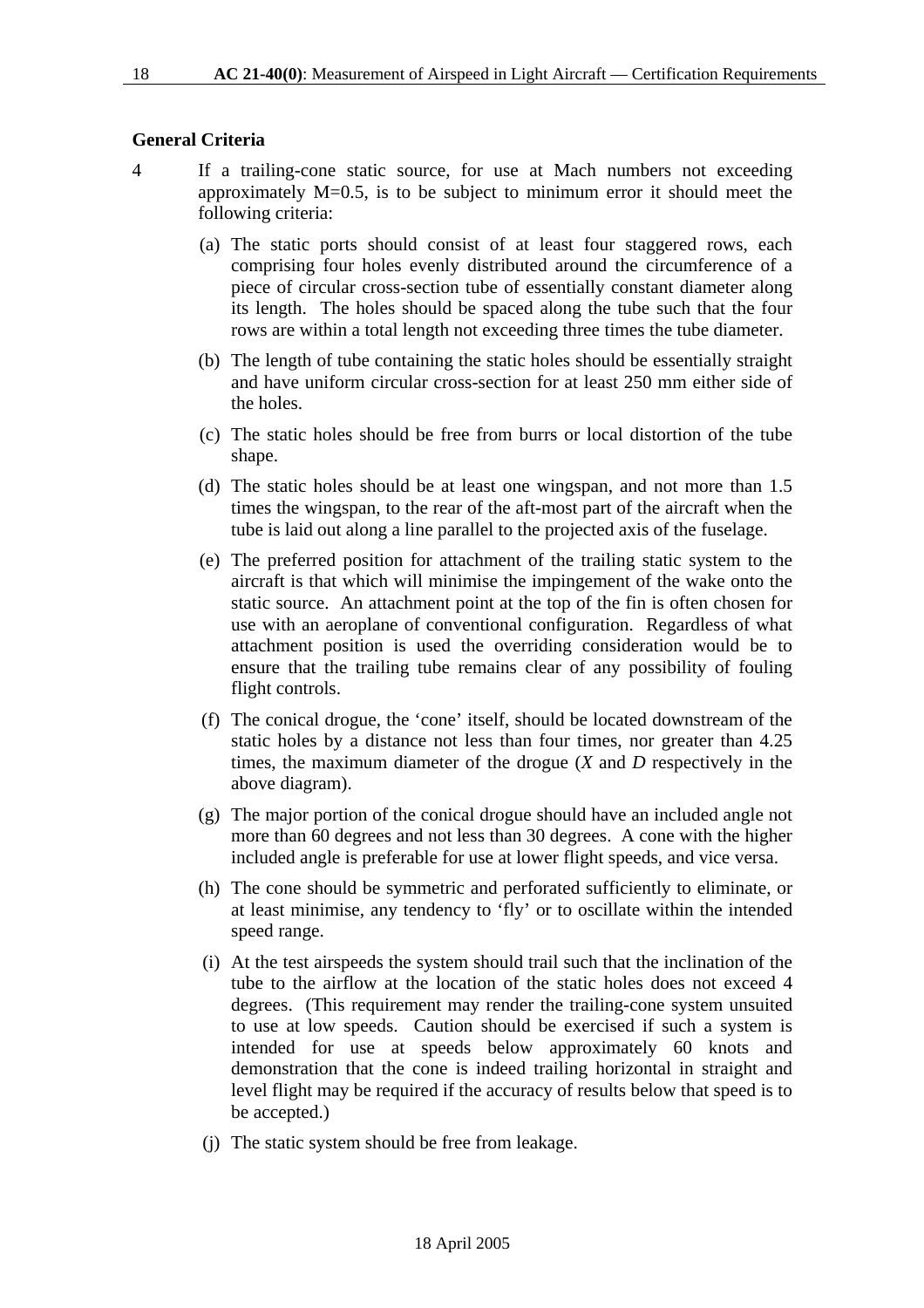### General Criteria

4 If a trailing-cone static source, for use at Mach numbers not exceeding approximately M=0.5, is to be subject to minimum error it should meet the following criteria:

(a) The static ports should consist of at least four staggered rows, each comprising four holes evenly distributed around the circumference of a piece of circular cross-section tube of essentially constant diameter along its length. The holes should be spaced along the tube such that the four rows are within a total length not exceeding three times the tube diameter.

(b) The length of tube containing the static holes should be essentially straight and have uniform circular cross-section for at least 250 mm either side of the holes.

(c) The static holes should be free from burrs or local distortion of the tube shape.

(d) The static holes should be at least one wingspan, and not more than 1.5 times the wingspan, to the rear of the aft-most part of the aircraft when the tube is laid out along a line parallel to the projected axis of the fuselage.

(e) The preferred position for attachment of the trailing static system to the aircraft is that which will minimise the impingement of the wake onto the static source. An attachment point at the top of the fin is often chosen for use with an aeroplane of conventional configuration. Regardless of what attachment position is used the overriding consideration would be to ensure that the trailing tube remains clear of any possibility of fouling flight controls.

(f) The conical drogue, the 'cone' itself, should be located downstream of the static holes by a distance not less than four times, nor greater than 4.25 times, the maximum diameter of the drogue ($X$ and $D$ respectively in the above diagram).

(g) The major portion of the conical drogue should have an included angle not more than 60 degrees and not less than 30 degrees. A cone with the higher included angle is preferable for use at lower flight speeds, and vice versa.

(h) The cone should be symmetric and perforated sufficiently to eliminate, or at least minimise, any tendency to 'fly' or to oscillate within the intended speed range.

(i) At the test airspeeds the system should trail such that the inclination of the tube to the airflow at the location of the static holes does not exceed 4 degrees. (This requirement may render the trailing-cone system unsuited to use at low speeds. Caution should be exercised if such a system is intended for use at speeds below approximately 60 knots and demonstration that the cone is indeed trailing horizontal in straight and level flight may be required if the accuracy of results below that speed is to be accepted.)

(j) The static system should be free from leakage.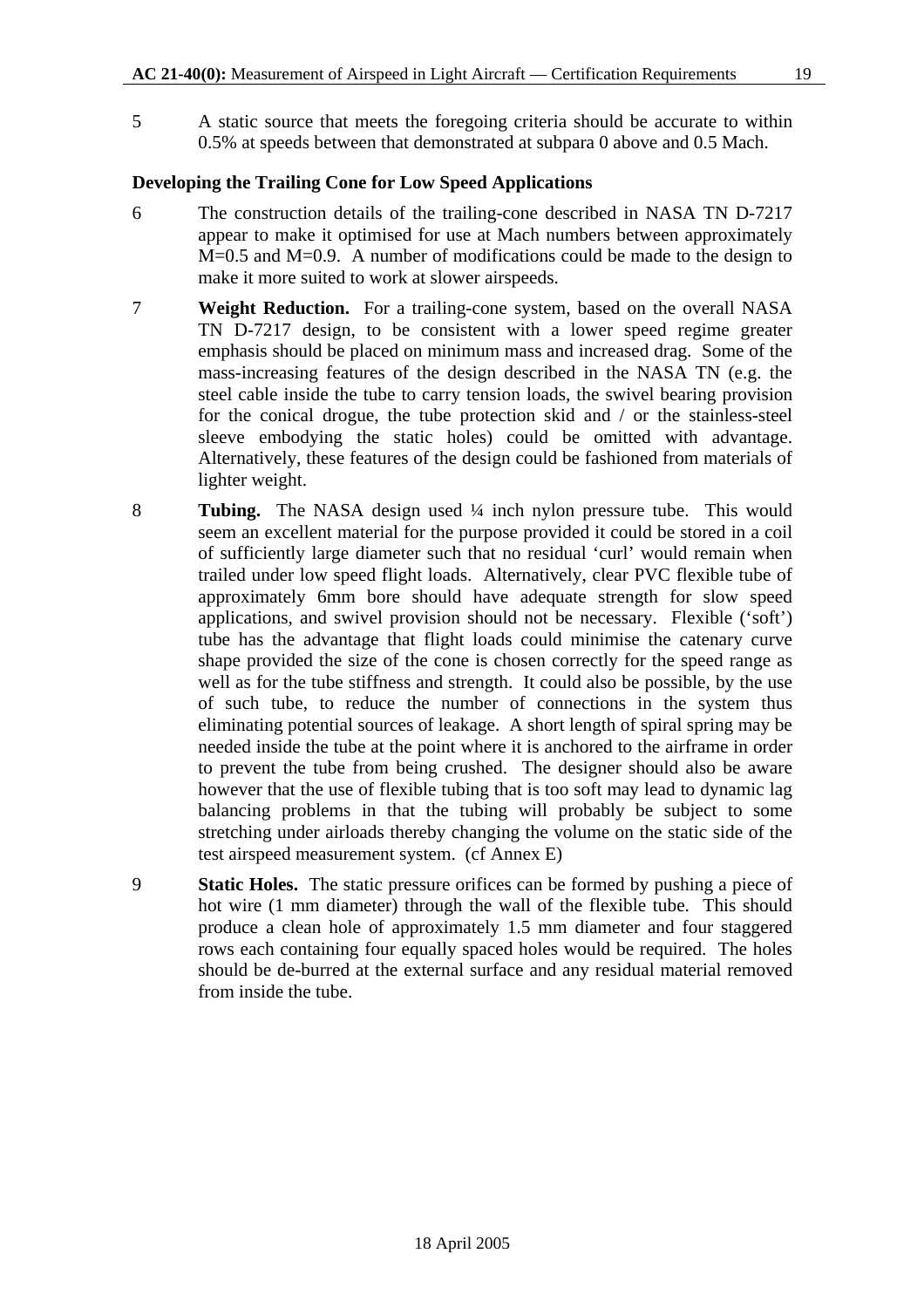5 A static source that meets the foregoing criteria should be accurate to within 0.5% at speeds between that demonstrated at subpara 0 above and 0.5 Mach.

### Developing the Trailing Cone for Low Speed Applications

6 The construction details of the trailing-cone described in NASA TN D-7217 appear to make it optimised for use at Mach numbers between approximately M=0.5 and M=0.9. A number of modifications could be made to the design to make it more suited to work at slower airspeeds.

7 **Weight Reduction.** For a trailing-cone system, based on the overall NASA TN D-7217 design, to be consistent with a lower speed regime greater emphasis should be placed on minimum mass and increased drag. Some of the mass-increasing features of the design described in the NASA TN (e.g. the steel cable inside the tube to carry tension loads, the swivel bearing provision for the conical drogue, the tube protection skid and / or the stainless-steel sleeve embodying the static holes) could be omitted with advantage. Alternatively, these features of the design could be fashioned from materials of lighter weight.

8 **Tubing.** The NASA design used ¼ inch nylon pressure tube. This would seem an excellent material for the purpose provided it could be stored in a coil of sufficiently large diameter such that no residual 'curl' would remain when trailed under low speed flight loads. Alternatively, clear PVC flexible tube of approximately 6mm bore should have adequate strength for slow speed applications, and swivel provision should not be necessary. Flexible ('soft') tube has the advantage that flight loads could minimise the catenary curve shape provided the size of the cone is chosen correctly for the speed range as well as for the tube stiffness and strength. It could also be possible, by the use of such tube, to reduce the number of connections in the system thus eliminating potential sources of leakage. A short length of spiral spring may be needed inside the tube at the point where it is anchored to the airframe in order to prevent the tube from being crushed. The designer should also be aware however that the use of flexible tubing that is too soft may lead to dynamic lag balancing problems in that the tubing will probably be subject to some stretching under airloads thereby changing the volume on the static side of the test airspeed measurement system. (cf Annex E)

9 **Static Holes.** The static pressure orifices can be formed by pushing a piece of hot wire (1 mm diameter) through the wall of the flexible tube. This should produce a clean hole of approximately 1.5 mm diameter and four staggered rows each containing four equally spaced holes would be required. The holes should be de-burred at the external surface and any residual material removed from inside the tube.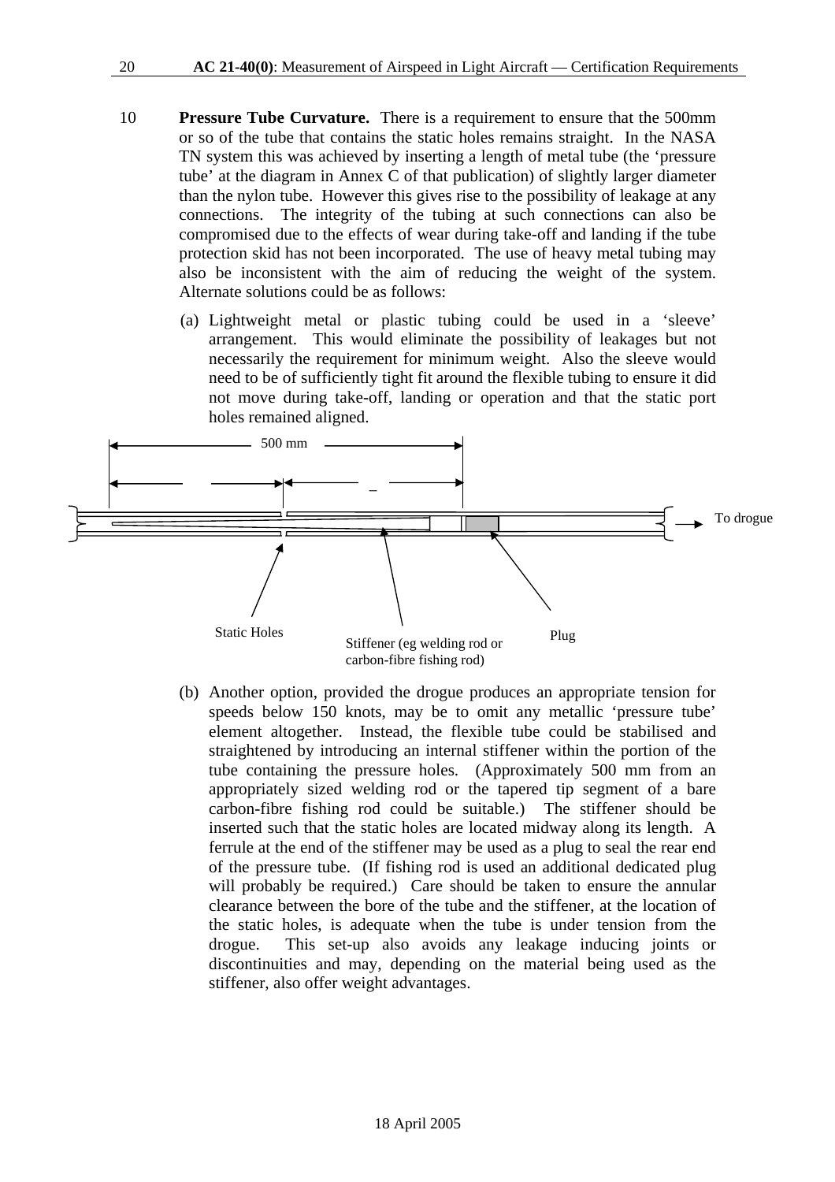10 **Pressure Tube Curvature.** There is a requirement to ensure that the 500mm or so of the tube that contains the static holes remains straight. In the NASA TN system this was achieved by inserting a length of metal tube (the 'pressure tube' at the diagram in Annex C of that publication) of slightly larger diameter than the nylon tube. However this gives rise to the possibility of leakage at any connections. The integrity of the tubing at such connections can also be compromised due to the effects of wear during take-off and landing if the tube protection skid has not been incorporated. The use of heavy metal tubing may also be inconsistent with the aim of reducing the weight of the system. Alternate solutions could be as follows:

(a) Lightweight metal or plastic tubing could be used in a 'sleeve' arrangement. This would eliminate the possibility of leakages but not necessarily the requirement for minimum weight. Also the sleeve would need to be of sufficiently tight fit around the flexible tubing to ensure it did not move during take-off, landing or operation and that the static port holes remained aligned.

500 mm

To drogue

Static Holes

Stiffener (eg welding rod or carbon-fibre fishing rod)

Plug

(b) Another option, provided the drogue produces an appropriate tension for speeds below 150 knots, may be to omit any metallic 'pressure tube' element altogether. Instead, the flexible tube could be stabilised and straightened by introducing an internal stiffener within the portion of the tube containing the pressure holes. (Approximately 500 mm from an appropriately sized welding rod or the tapered tip segment of a bare carbon-fibre fishing rod could be suitable.) The stiffener should be inserted such that the static holes are located midway along its length. A ferrule at the end of the stiffener may be used as a plug to seal the rear end of the pressure tube. (If fishing rod is used an additional dedicated plug will probably be required.) Care should be taken to ensure the annular clearance between the bore of the tube and the stiffener, at the location of the static holes, is adequate when the tube is under tension from the drogue. This set-up also avoids any leakage inducing joints or discontinuities and may, depending on the material being used as the stiffener, also offer weight advantages.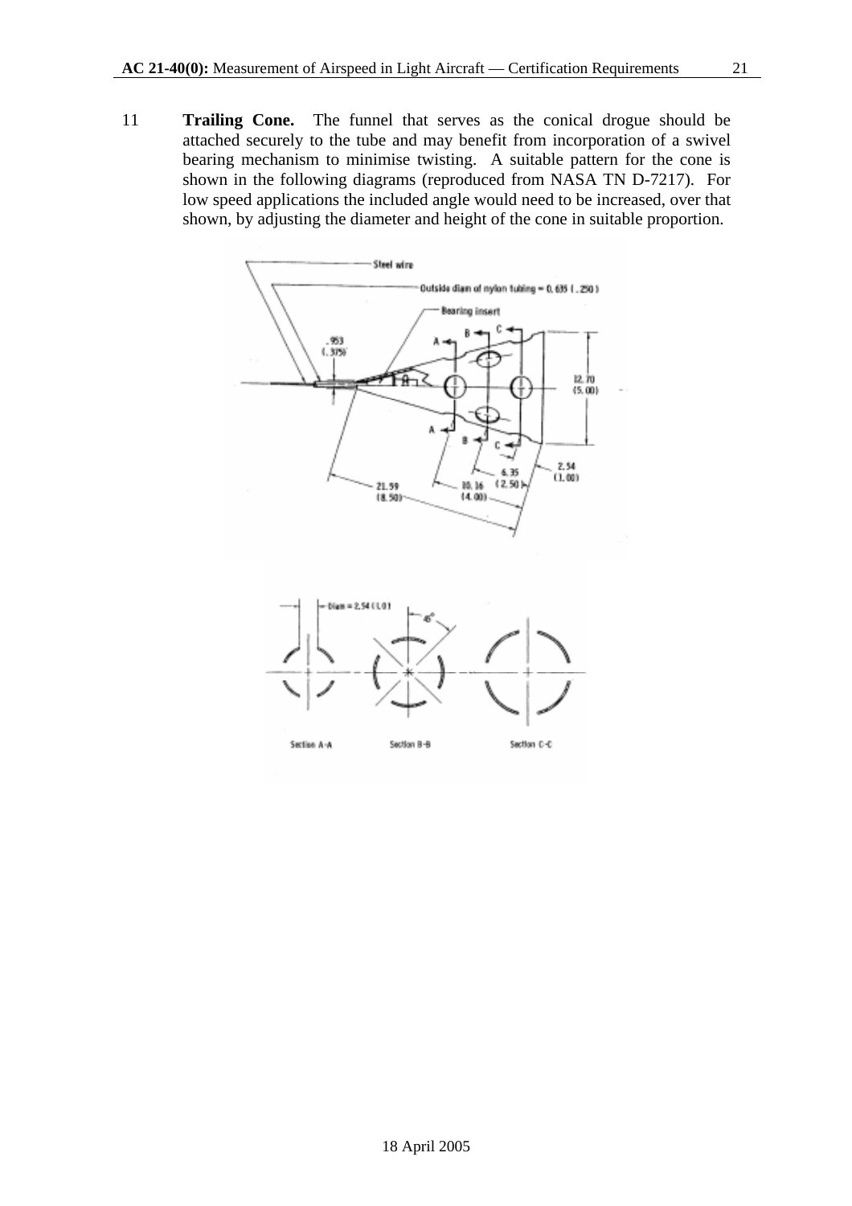11 **Trailing Cone.** The funnel that serves as the conical drogue should be attached securely to the tube and may benefit from incorporation of a swivel bearing mechanism to minimise twisting. A suitable pattern for the cone is shown in the following diagrams (reproduced from NASA TN D-7217). For low speed applications the included angle would need to be increased, over that shown, by adjusting the diameter and height of the cone in suitable proportion.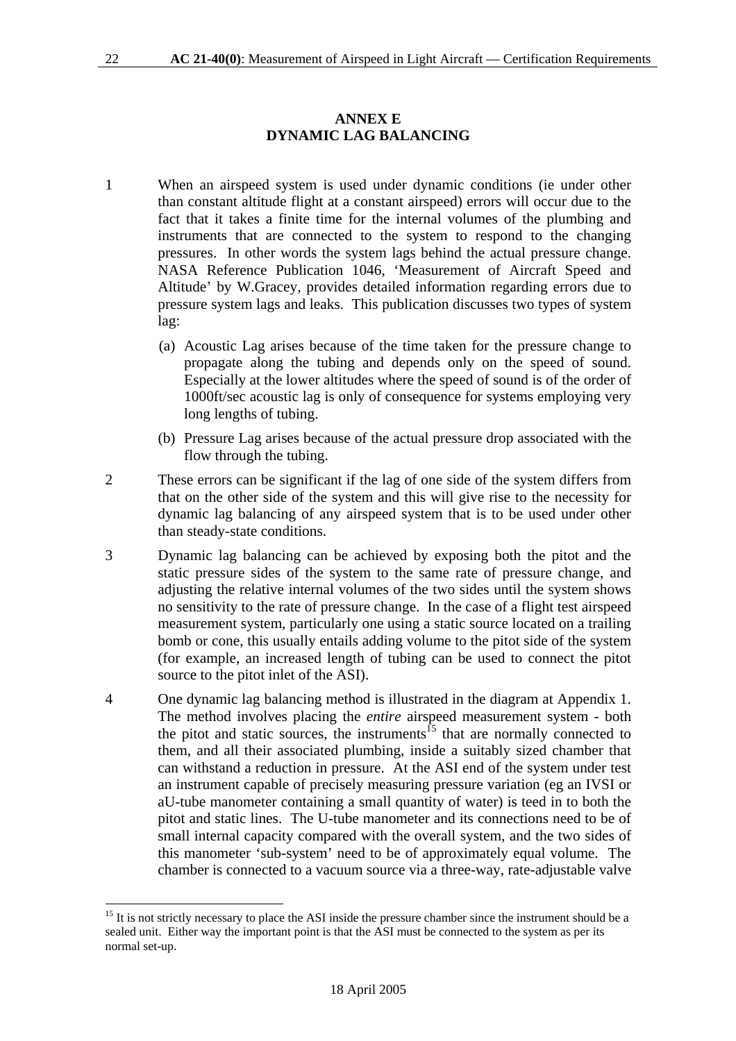## ANNEX E
## DYNAMIC LAG BALANCING

1 When an airspeed system is used under dynamic conditions (ie under other than constant altitude flight at a constant airspeed) errors will occur due to the fact that it takes a finite time for the internal volumes of the plumbing and instruments that are connected to the system to respond to the changing pressures. In other words the system lags behind the actual pressure change. NASA Reference Publication 1046, 'Measurement of Aircraft Speed and Altitude' by W.Gracey, provides detailed information regarding errors due to pressure system lags and leaks. This publication discusses two types of system lag:

   (a) Acoustic Lag arises because of the time taken for the pressure change to propagate along the tubing and depends only on the speed of sound. Especially at the lower altitudes where the speed of sound is of the order of 1000ft/sec acoustic lag is only of consequence for systems employing very long lengths of tubing.

   (b) Pressure Lag arises because of the actual pressure drop associated with the flow through the tubing.

2 These errors can be significant if the lag of one side of the system differs from that on the other side of the system and this will give rise to the necessity for dynamic lag balancing of any airspeed system that is to be used under other than steady-state conditions.

3 Dynamic lag balancing can be achieved by exposing both the pitot and the static pressure sides of the system to the same rate of pressure change, and adjusting the relative internal volumes of the two sides until the system shows no sensitivity to the rate of pressure change. In the case of a flight test airspeed measurement system, particularly one using a static source located on a trailing bomb or cone, this usually entails adding volume to the pitot side of the system (for example, an increased length of tubing can be used to connect the pitot source to the pitot inlet of the ASI).

4 One dynamic lag balancing method is illustrated in the diagram at Appendix 1. The method involves placing the *entire* airspeed measurement system - both the pitot and static sources, the instruments[15] that are normally connected to them, and all their associated plumbing, inside a suitably sized chamber that can withstand a reduction in pressure. At the ASI end of the system under test an instrument capable of precisely measuring pressure variation (eg an IVSI or aU-tube manometer containing a small quantity of water) is teed in to both the pitot and static lines. The U-tube manometer and its connections need to be of small internal capacity compared with the overall system, and the two sides of this manometer 'sub-system' need to be of approximately equal volume. The chamber is connected to a vacuum source via a three-way, rate-adjustable valve

---

[15] It is not strictly necessary to place the ASI inside the pressure chamber since the instrument should be a sealed unit. Either way the important point is that the ASI must be connected to the system as per its normal set-up.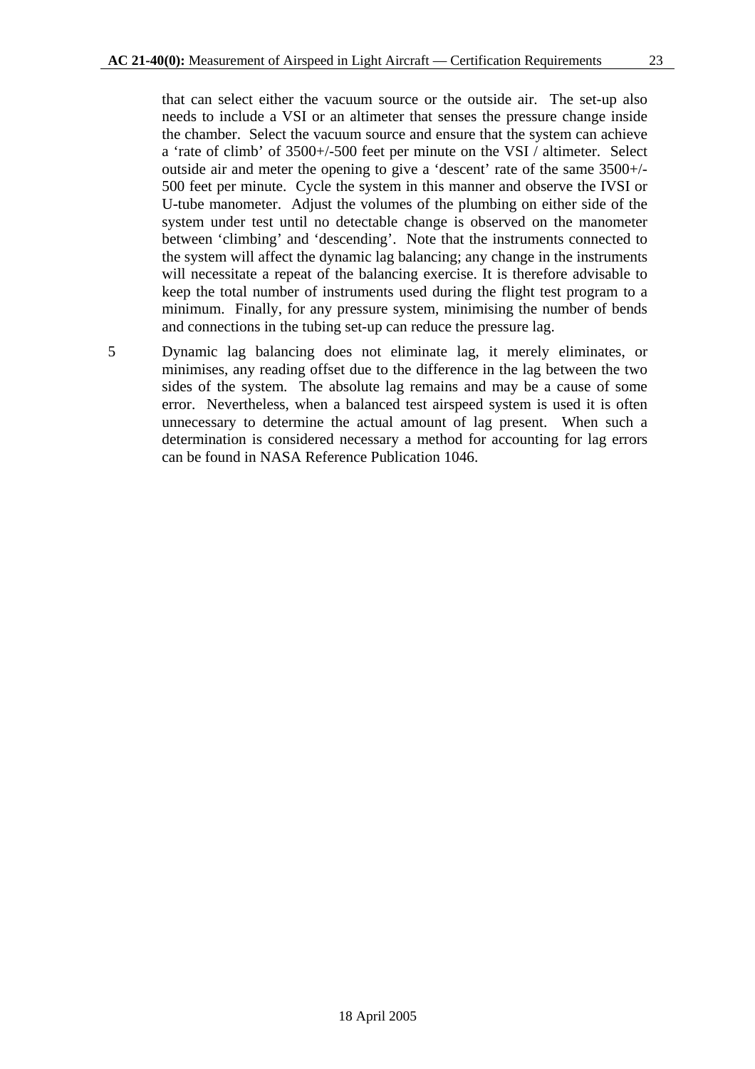that can select either the vacuum source or the outside air. The set-up also needs to include a VSI or an altimeter that senses the pressure change inside the chamber. Select the vacuum source and ensure that the system can achieve a 'rate of climb' of 3500+/-500 feet per minute on the VSI / altimeter. Select outside air and meter the opening to give a 'descent' rate of the same 3500+/-500 feet per minute. Cycle the system in this manner and observe the IVSI or U-tube manometer. Adjust the volumes of the plumbing on either side of the system under test until no detectable change is observed on the manometer between 'climbing' and 'descending'. Note that the instruments connected to the system will affect the dynamic lag balancing; any change in the instruments will necessitate a repeat of the balancing exercise. It is therefore advisable to keep the total number of instruments used during the flight test program to a minimum. Finally, for any pressure system, minimising the number of bends and connections in the tubing set-up can reduce the pressure lag.

5 Dynamic lag balancing does not eliminate lag, it merely eliminates, or minimises, any reading offset due to the difference in the lag between the two sides of the system. The absolute lag remains and may be a cause of some error. Nevertheless, when a balanced test airspeed system is used it is often unnecessary to determine the actual amount of lag present. When such a determination is considered necessary a method for accounting for lag errors can be found in NASA Reference Publication 1046.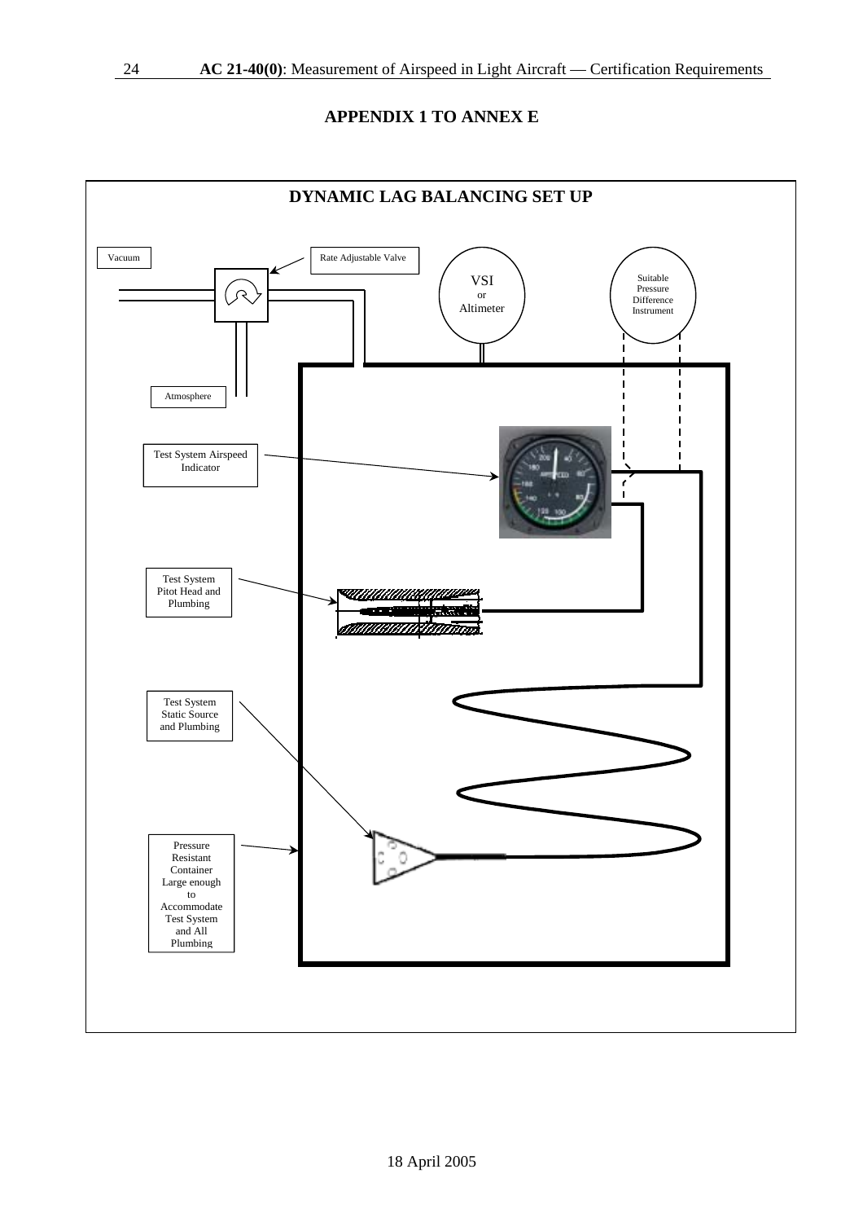# APPENDIX 1 TO ANNEX E

## DYNAMIC LAG BALANCING SET UP

Vacuum

Rate Adjustable Valve

VSI
or
Altimeter

Suitable
Pressure
Difference
Instrument

Atmosphere

Test System Airspeed Indicator

Test System Pitot Head and Plumbing

Test System Static Source and Plumbing

Pressure Resistant Container Large enough to Accommodate Test System and All Plumbing

18 April 2005